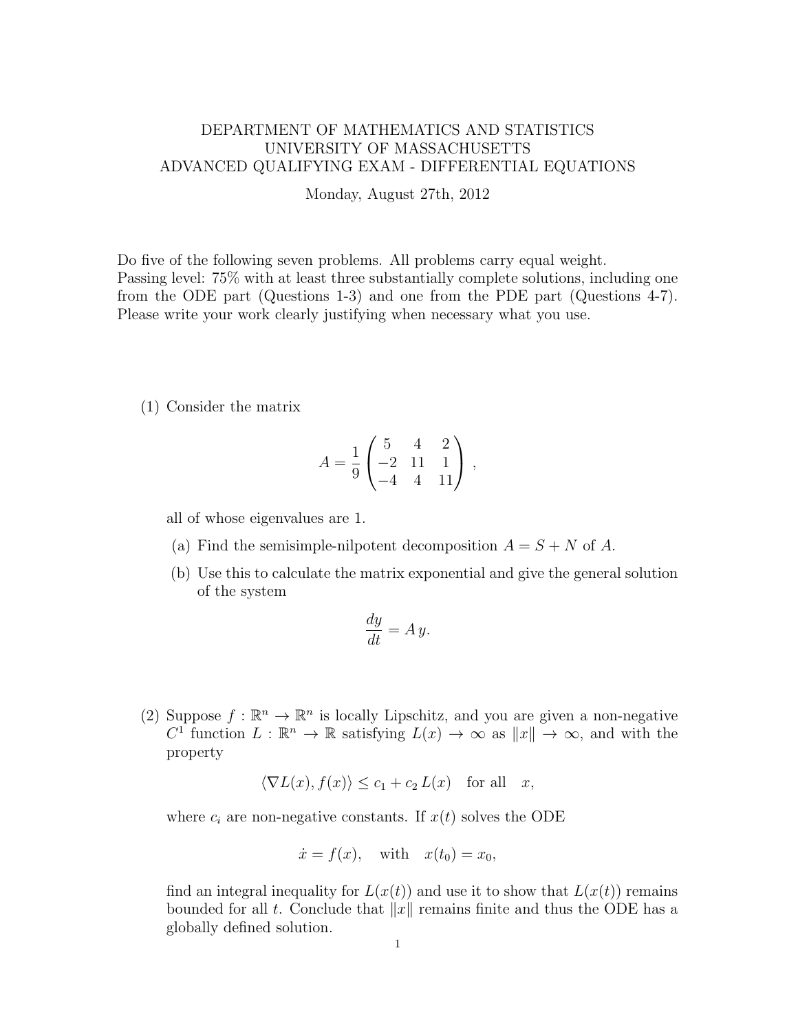DEPARTMENT OF MATHEMATICS AND STATISTICS
UNIVERSITY OF MASSACHUSETTS
ADVANCED QUALIFYING EXAM - DIFFERENTIAL EQUATIONS

Monday, August 27th, 2012

Do five of the following seven problems. All problems carry equal weight.
Passing level: 75% with at least three substantially complete solutions, including one from the ODE part (Questions 1-3) and one from the PDE part (Questions 4-7). Please write your work clearly justifying when necessary what you use.

(1) Consider the matrix

$$A = \frac{1}{9}\begin{pmatrix} 5 & 4 & 2 \\ -2 & 11 & 1 \\ -4 & 4 & 11 \end{pmatrix},$$

all of whose eigenvalues are 1.

(a) Find the semisimple-nilpotent decomposition $A = S + N$ of $A$.

(b) Use this to calculate the matrix exponential and give the general solution of the system

$$\frac{dy}{dt} = A\,y.$$

(2) Suppose $f : \mathbb{R}^n \to \mathbb{R}^n$ is locally Lipschitz, and you are given a non-negative $C^1$ function $L : \mathbb{R}^n \to \mathbb{R}$ satisfying $L(x) \to \infty$ as $\|x\| \to \infty$, and with the property

$$\langle \nabla L(x), f(x) \rangle \leq c_1 + c_2\, L(x) \quad \text{for all} \quad x,$$

where $c_i$ are non-negative constants. If $x(t)$ solves the ODE

$$\dot{x} = f(x), \quad \text{with} \quad x(t_0) = x_0,$$

find an integral inequality for $L(x(t))$ and use it to show that $L(x(t))$ remains bounded for all $t$. Conclude that $\|x\|$ remains finite and thus the ODE has a globally defined solution.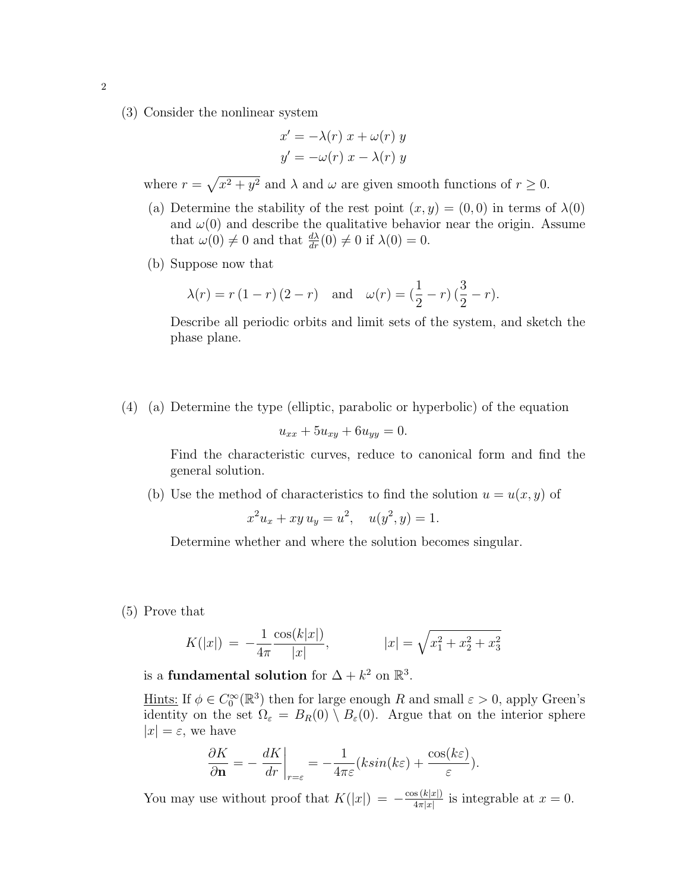(3) Consider the nonlinear system

$$x' = -\lambda(r)\,x + \omega(r)\,y$$
$$y' = -\omega(r)\,x - \lambda(r)\,y$$

where $r = \sqrt{x^2 + y^2}$ and $\lambda$ and $\omega$ are given smooth functions of $r \geq 0$.

(a) Determine the stability of the rest point $(x, y) = (0, 0)$ in terms of $\lambda(0)$ and $\omega(0)$ and describe the qualitative behavior near the origin. Assume that $\omega(0) \neq 0$ and that $\frac{d\lambda}{dr}(0) \neq 0$ if $\lambda(0) = 0$.

(b) Suppose now that

$$\lambda(r) = r\,(1 - r)\,(2 - r) \quad \text{and} \quad \omega(r) = (\frac{1}{2} - r)\,(\frac{3}{2} - r).$$

Describe all periodic orbits and limit sets of the system, and sketch the phase plane.

(4) (a) Determine the type (elliptic, parabolic or hyperbolic) of the equation

$$u_{xx} + 5u_{xy} + 6u_{yy} = 0.$$

Find the characteristic curves, reduce to canonical form and find the general solution.

(b) Use the method of characteristics to find the solution $u = u(x, y)$ of

$$x^2 u_x + xy\,u_y = u^2, \quad u(y^2, y) = 1.$$

Determine whether and where the solution becomes singular.

(5) Prove that

$$K(|x|) = -\frac{1}{4\pi}\frac{\cos(k|x|)}{|x|}, \qquad |x| = \sqrt{x_1^2 + x_2^2 + x_3^2}$$

is a **fundamental solution** for $\Delta + k^2$ on $\mathbb{R}^3$.

Hints: If $\phi \in C_0^\infty(\mathbb{R}^3)$ then for large enough $R$ and small $\varepsilon > 0$, apply Green's identity on the set $\Omega_\varepsilon = B_R(0) \setminus B_\varepsilon(0)$. Argue that on the interior sphere $|x| = \varepsilon$, we have

$$\frac{\partial K}{\partial \mathbf{n}} = -\left.\frac{dK}{dr}\right|_{r=\varepsilon} = -\frac{1}{4\pi\varepsilon}(k sin(k\varepsilon) + \frac{\cos(k\varepsilon)}{\varepsilon}).$$

You may use without proof that $K(|x|) = -\frac{\cos(k|x|)}{4\pi|x|}$ is integrable at $x = 0$.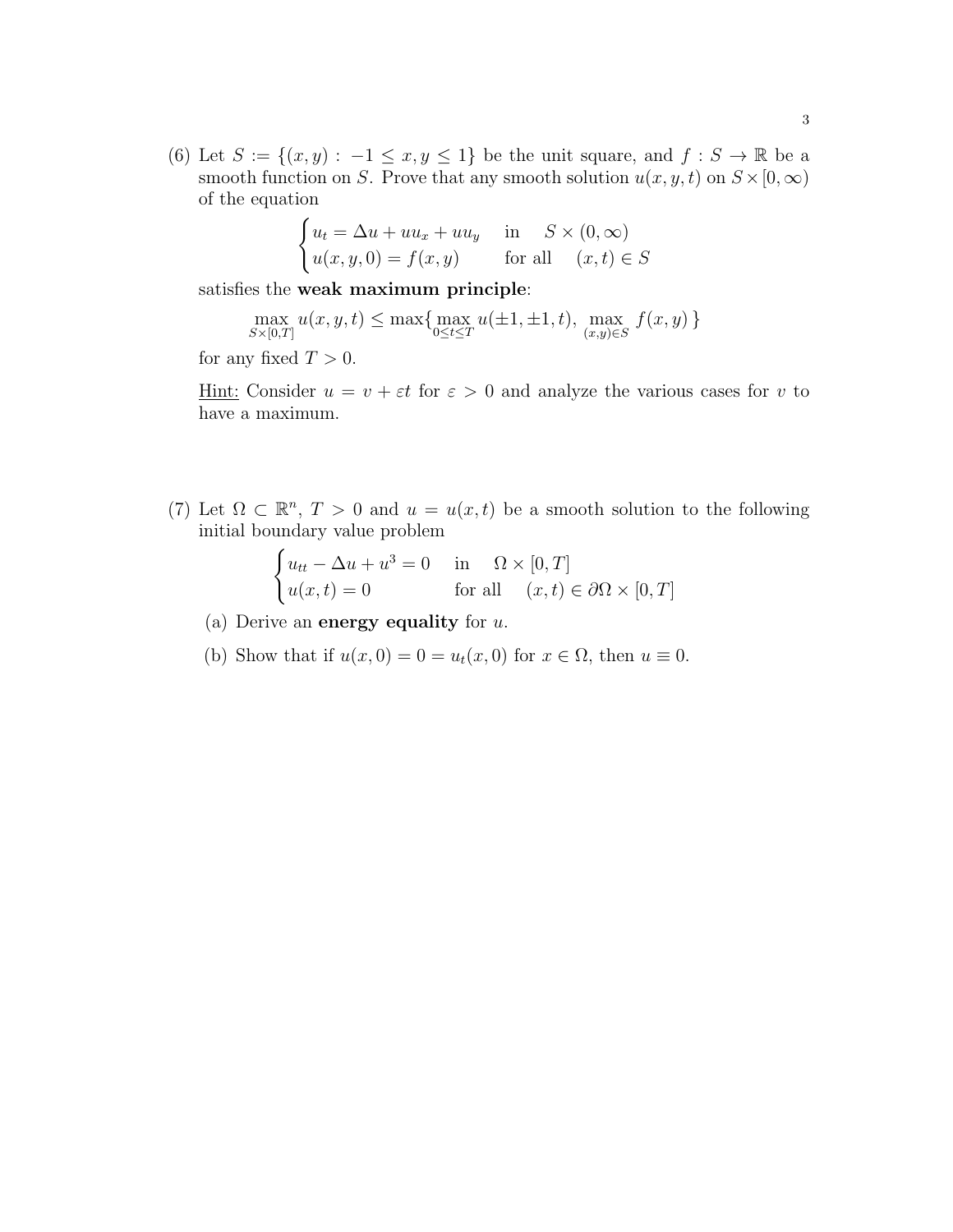(6) Let $S := \{(x, y) : -1 \leq x, y \leq 1\}$ be the unit square, and $f : S \to \mathbb{R}$ be a smooth function on $S$. Prove that any smooth solution $u(x, y, t)$ on $S \times [0, \infty)$ of the equation

$$\begin{cases} u_t = \Delta u + uu_x + uu_y & \text{in} \quad S \times (0, \infty) \\ u(x, y, 0) = f(x, y) & \text{for all} \quad (x, t) \in S \end{cases}$$

satisfies the **weak maximum principle**:

$$\max_{S \times [0,T]} u(x, y, t) \leq \max\{ \max_{0 \leq t \leq T} u(\pm 1, \pm 1, t), \max_{(x,y) \in S} f(x, y) \}$$

for any fixed $T > 0$.

Hint: Consider $u = v + \varepsilon t$ for $\varepsilon > 0$ and analyze the various cases for $v$ to have a maximum.

(7) Let $\Omega \subset \mathbb{R}^n$, $T > 0$ and $u = u(x, t)$ be a smooth solution to the following initial boundary value problem

$$\begin{cases} u_{tt} - \Delta u + u^3 = 0 & \text{in} \quad \Omega \times [0, T] \\ u(x, t) = 0 & \text{for all} \quad (x, t) \in \partial\Omega \times [0, T] \end{cases}$$

(a) Derive an **energy equality** for $u$.

(b) Show that if $u(x, 0) = 0 = u_t(x, 0)$ for $x \in \Omega$, then $u \equiv 0$.